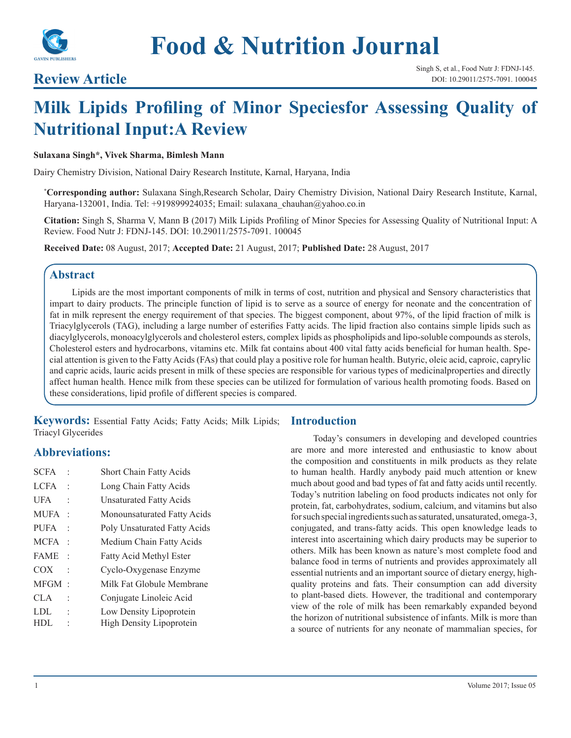# Food & Nutrition Journal

## Review Article

Singh S, et al., Food Nutr J: FDNJ-145.
DOI: 10.29011/2575-7091. 100045

# Milk Lipids Profiling of Minor Speciesfor Assessing Quality of Nutritional Input:A Review

**Sulaxana Singh*, Vivek Sharma, Bimlesh Mann**

Dairy Chemistry Division, National Dairy Research Institute, Karnal, Haryana, India

***Corresponding author:** Sulaxana Singh,Research Scholar, Dairy Chemistry Division, National Dairy Research Institute, Karnal, Haryana-132001, India. Tel: +919899924035; Email: sulaxana_chauhan@yahoo.co.in

**Citation:** Singh S, Sharma V, Mann B (2017) Milk Lipids Profiling of Minor Species for Assessing Quality of Nutritional Input: A Review. Food Nutr J: FDNJ-145. DOI: 10.29011/2575-7091. 100045

**Received Date:** 08 August, 2017; **Accepted Date:** 21 August, 2017; **Published Date:** 28 August, 2017

## Abstract

Lipids are the most important components of milk in terms of cost, nutrition and physical and Sensory characteristics that impart to dairy products. The principle function of lipid is to serve as a source of energy for neonate and the concentration of fat in milk represent the energy requirement of that species. The biggest component, about 97%, of the lipid fraction of milk is Triacylglycerols (TAG), including a large number of esterifies Fatty acids. The lipid fraction also contains simple lipids such as diacylglycerols, monoacylglycerols and cholesterol esters, complex lipids as phospholipids and lipo-soluble compounds as sterols, Cholesterol esters and hydrocarbons, vitamins etc. Milk fat contains about 400 vital fatty acids beneficial for human health. Special attention is given to the Fatty Acids (FAs) that could play a positive role for human health. Butyric, oleic acid, caproic, caprylic and capric acids, lauric acids present in milk of these species are responsible for various types of medicinalproperties and directly affect human health. Hence milk from these species can be utilized for formulation of various health promoting foods. Based on these considerations, lipid profile of different species is compared.

**Keywords:** Essential Fatty Acids; Fatty Acids; Milk Lipids; Triacyl Glycerides

## Abbreviations:

| | | |
|---|---|---|
| SCFA | : | Short Chain Fatty Acids |
| LCFA | : | Long Chain Fatty Acids |
| UFA | : | Unsaturated Fatty Acids |
| MUFA | : | Monounsaturated Fatty Acids |
| PUFA | : | Poly Unsaturated Fatty Acids |
| MCFA | : | Medium Chain Fatty Acids |
| FAME | : | Fatty Acid Methyl Ester |
| COX | : | Cyclo-Oxygenase Enzyme |
| MFGM | : | Milk Fat Globule Membrane |
| CLA | : | Conjugate Linoleic Acid |
| LDL | : | Low Density Lipoprotein |
| HDL | : | High Density Lipoprotein |

## Introduction

Today's consumers in developing and developed countries are more and more interested and enthusiastic to know about the composition and constituents in milk products as they relate to human health. Hardly anybody paid much attention or knew much about good and bad types of fat and fatty acids until recently. Today's nutrition labeling on food products indicates not only for protein, fat, carbohydrates, sodium, calcium, and vitamins but also for such special ingredients such as saturated, unsaturated, omega-3, conjugated, and trans-fatty acids. This open knowledge leads to interest into ascertaining which dairy products may be superior to others. Milk has been known as nature's most complete food and balance food in terms of nutrients and provides approximately all essential nutrients and an important source of dietary energy, high-quality proteins and fats. Their consumption can add diversity to plant-based diets. However, the traditional and contemporary view of the role of milk has been remarkably expanded beyond the horizon of nutritional subsistence of infants. Milk is more than a source of nutrients for any neonate of mammalian species, for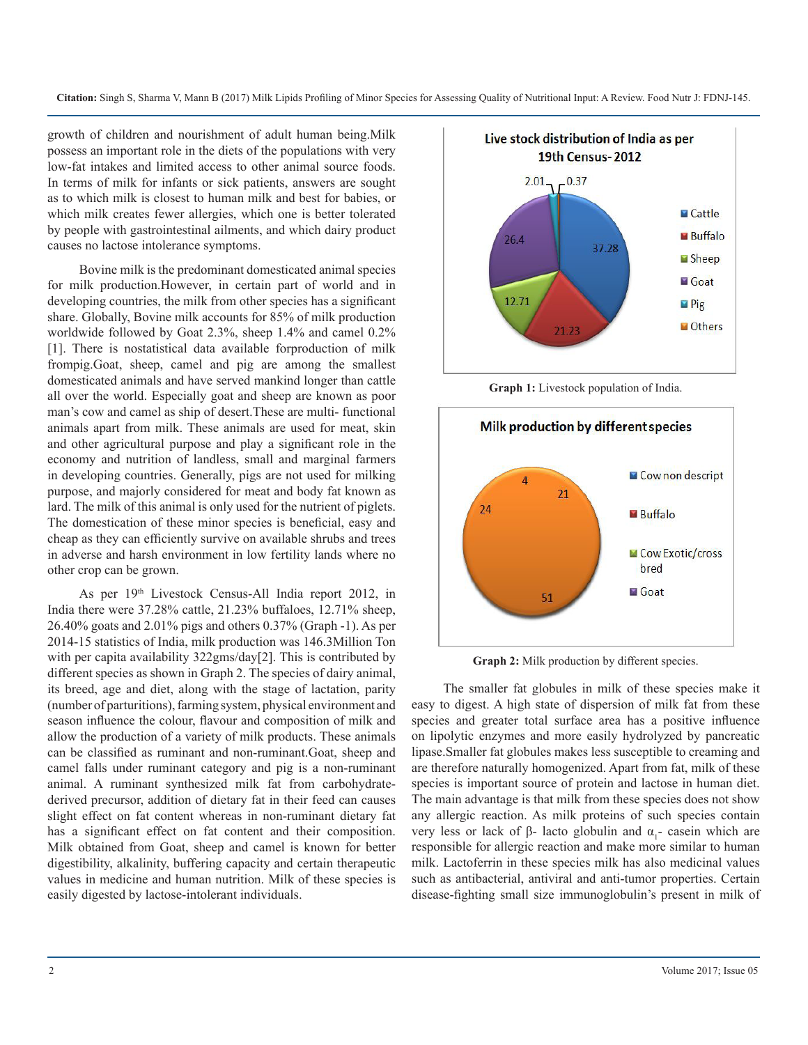growth of children and nourishment of adult human being.Milk possess an important role in the diets of the populations with very low-fat intakes and limited access to other animal source foods. In terms of milk for infants or sick patients, answers are sought as to which milk is closest to human milk and best for babies, or which milk creates fewer allergies, which one is better tolerated by people with gastrointestinal ailments, and which dairy product causes no lactose intolerance symptoms.

Bovine milk is the predominant domesticated animal species for milk production.However, in certain part of world and in developing countries, the milk from other species has a significant share. Globally, Bovine milk accounts for 85% of milk production worldwide followed by Goat 2.3%, sheep 1.4% and camel 0.2% [1]. There is nostatistical data available forproduction of milk frompig.Goat, sheep, camel and pig are among the smallest domesticated animals and have served mankind longer than cattle all over the world. Especially goat and sheep are known as poor man's cow and camel as ship of desert.These are multi- functional animals apart from milk. These animals are used for meat, skin and other agricultural purpose and play a significant role in the economy and nutrition of landless, small and marginal farmers in developing countries. Generally, pigs are not used for milking purpose, and majorly considered for meat and body fat known as lard. The milk of this animal is only used for the nutrient of piglets. The domestication of these minor species is beneficial, easy and cheap as they can efficiently survive on available shrubs and trees in adverse and harsh environment in low fertility lands where no other crop can be grown.

As per 19th Livestock Census-All India report 2012, in India there were 37.28% cattle, 21.23% buffaloes, 12.71% sheep, 26.40% goats and 2.01% pigs and others 0.37% (Graph -1). As per 2014-15 statistics of India, milk production was 146.3Million Ton with per capita availability 322gms/day[2]. This is contributed by different species as shown in Graph 2. The species of dairy animal, its breed, age and diet, along with the stage of lactation, parity (number of parturitions), farming system, physical environment and season influence the colour, flavour and composition of milk and allow the production of a variety of milk products. These animals can be classified as ruminant and non-ruminant.Goat, sheep and camel falls under ruminant category and pig is a non-ruminant animal. A ruminant synthesized milk fat from carbohydrate-derived precursor, addition of dietary fat in their feed causes slight effect on fat content whereas in non-ruminant dietary fat has a significant effect on fat content and their composition. Milk obtained from Goat, sheep and camel is known for better digestibility, alkalinity, buffering capacity and certain therapeutic values in medicine and human nutrition. Milk of these species is easily digested by lactose-intolerant individuals.

**Live stock distribution of India as per 19th Census- 2012**

| Species | % |
|---|---|
| Cattle | 37.28 |
| Buffalo | 21.23 |
| Sheep | 12.71 |
| Goat | 26.4 |
| Pig | 2.01 |
| Others | 0.37 |

**Graph 1:** Livestock population of India.

**Milk production by different species**

| Species | Value |
|---|---|
| Cow non descript | 21 |
| Buffalo | 51 |
| Cow Exotic/cross bred | 24 |
| Goat | 4 |

**Graph 2:** Milk production by different species.

The smaller fat globules in milk of these species make it easy to digest. A high state of dispersion of milk fat from these species and greater total surface area has a positive influence on lipolytic enzymes and more easily hydrolyzed by pancreatic lipase.Smaller fat globules makes less susceptible to creaming and are therefore naturally homogenized. Apart from fat, milk of these species is important source of protein and lactose in human diet. The main advantage is that milk from these species does not show any allergic reaction. As milk proteins of such species contain very less or lack of β- lacto globulin and $\alpha_1$- casein which are responsible for allergic reaction and make more similar to human milk. Lactoferrin in these species milk has also medicinal values such as antibacterial, antiviral and anti-tumor properties. Certain disease-fighting small size immunoglobulin's present in milk of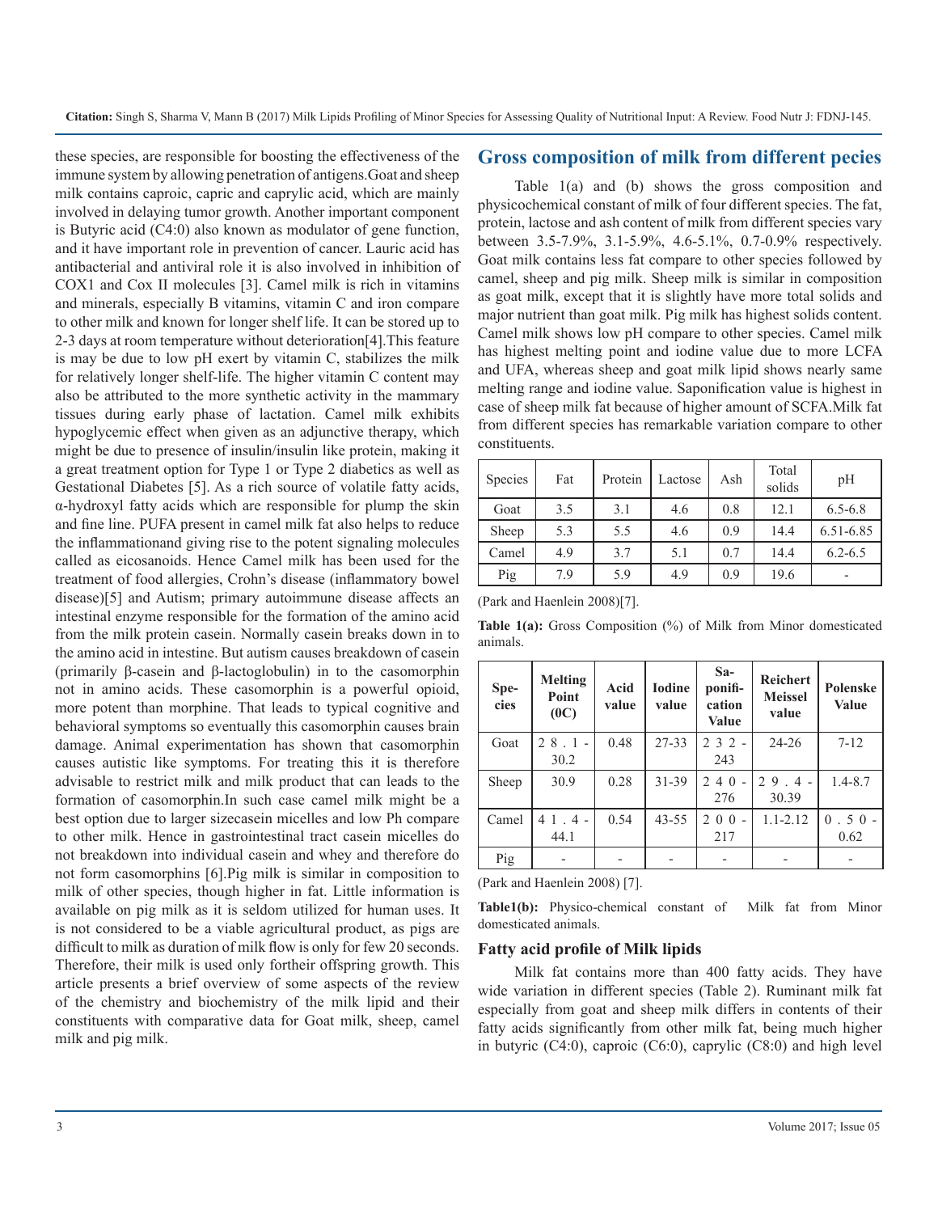these species, are responsible for boosting the effectiveness of the immune system by allowing penetration of antigens.Goat and sheep milk contains caproic, capric and caprylic acid, which are mainly involved in delaying tumor growth. Another important component is Butyric acid (C4:0) also known as modulator of gene function, and it have important role in prevention of cancer. Lauric acid has antibacterial and antiviral role it is also involved in inhibition of COX1 and Cox II molecules [3]. Camel milk is rich in vitamins and minerals, especially B vitamins, vitamin C and iron compare to other milk and known for longer shelf life. It can be stored up to 2-3 days at room temperature without deterioration[4].This feature is may be due to low pH exert by vitamin C, stabilizes the milk for relatively longer shelf-life. The higher vitamin C content may also be attributed to the more synthetic activity in the mammary tissues during early phase of lactation. Camel milk exhibits hypoglycemic effect when given as an adjunctive therapy, which might be due to presence of insulin/insulin like protein, making it a great treatment option for Type 1 or Type 2 diabetics as well as Gestational Diabetes [5]. As a rich source of volatile fatty acids, α-hydroxyl fatty acids which are responsible for plump the skin and fine line. PUFA present in camel milk fat also helps to reduce the inflammationand giving rise to the potent signaling molecules called as eicosanoids. Hence Camel milk has been used for the treatment of food allergies, Crohn's disease (inflammatory bowel disease)[5] and Autism; primary autoimmune disease affects an intestinal enzyme responsible for the formation of the amino acid from the milk protein casein. Normally casein breaks down in to the amino acid in intestine. But autism causes breakdown of casein (primarily β-casein and β-lactoglobulin) in to the casomorphin not in amino acids. These casomorphin is a powerful opioid, more potent than morphine. That leads to typical cognitive and behavioral symptoms so eventually this casomorphin causes brain damage. Animal experimentation has shown that casomorphin causes autistic like symptoms. For treating this it is therefore advisable to restrict milk and milk product that can leads to the formation of casomorphin.In such case camel milk might be a best option due to larger sizecasein micelles and low Ph compare to other milk. Hence in gastrointestinal tract casein micelles do not breakdown into individual casein and whey and therefore do not form casomorphins [6].Pig milk is similar in composition to milk of other species, though higher in fat. Little information is available on pig milk as it is seldom utilized for human uses. It is not considered to be a viable agricultural product, as pigs are difficult to milk as duration of milk flow is only for few 20 seconds. Therefore, their milk is used only fortheir offspring growth. This article presents a brief overview of some aspects of the review of the chemistry and biochemistry of the milk lipid and their constituents with comparative data for Goat milk, sheep, camel milk and pig milk.

## Gross composition of milk from different pecies

Table 1(a) and (b) shows the gross composition and physicochemical constant of milk of four different species. The fat, protein, lactose and ash content of milk from different species vary between 3.5-7.9%, 3.1-5.9%, 4.6-5.1%, 0.7-0.9% respectively. Goat milk contains less fat compare to other species followed by camel, sheep and pig milk. Sheep milk is similar in composition as goat milk, except that it is slightly have more total solids and major nutrient than goat milk. Pig milk has highest solids content. Camel milk shows low pH compare to other species. Camel milk has highest melting point and iodine value due to more LCFA and UFA, whereas sheep and goat milk lipid shows nearly same melting range and iodine value. Saponification value is highest in case of sheep milk fat because of higher amount of SCFA.Milk fat from different species has remarkable variation compare to other constituents.

| Species | Fat | Protein | Lactose | Ash | Total solids | pH |
|---|---|---|---|---|---|---|
| Goat | 3.5 | 3.1 | 4.6 | 0.8 | 12.1 | 6.5-6.8 |
| Sheep | 5.3 | 5.5 | 4.6 | 0.9 | 14.4 | 6.51-6.85 |
| Camel | 4.9 | 3.7 | 5.1 | 0.7 | 14.4 | 6.2-6.5 |
| Pig | 7.9 | 5.9 | 4.9 | 0.9 | 19.6 | - |

(Park and Haenlein 2008)[7].

**Table 1(a):** Gross Composition (%) of Milk from Minor domesticated animals.

| Species | Melting Point (0C) | Acid value | Iodine value | Saponification Value | Reichert Meissel value | Polenske Value |
|---|---|---|---|---|---|---|
| Goat | 28.1-30.2 | 0.48 | 27-33 | 232-243 | 24-26 | 7-12 |
| Sheep | 30.9 | 0.28 | 31-39 | 240-276 | 29.4-30.39 | 1.4-8.7 |
| Camel | 41.4-44.1 | 0.54 | 43-55 | 200-217 | 1.1-2.12 | 0.50-0.62 |
| Pig | - | - | - | - | - | - |

(Park and Haenlein 2008) [7].

**Table1(b):** Physico-chemical constant of Milk fat from Minor domesticated animals.

### Fatty acid profile of Milk lipids

Milk fat contains more than 400 fatty acids. They have wide variation in different species (Table 2). Ruminant milk fat especially from goat and sheep milk differs in contents of their fatty acids significantly from other milk fat, being much higher in butyric (C4:0), caproic (C6:0), caprylic (C8:0) and high level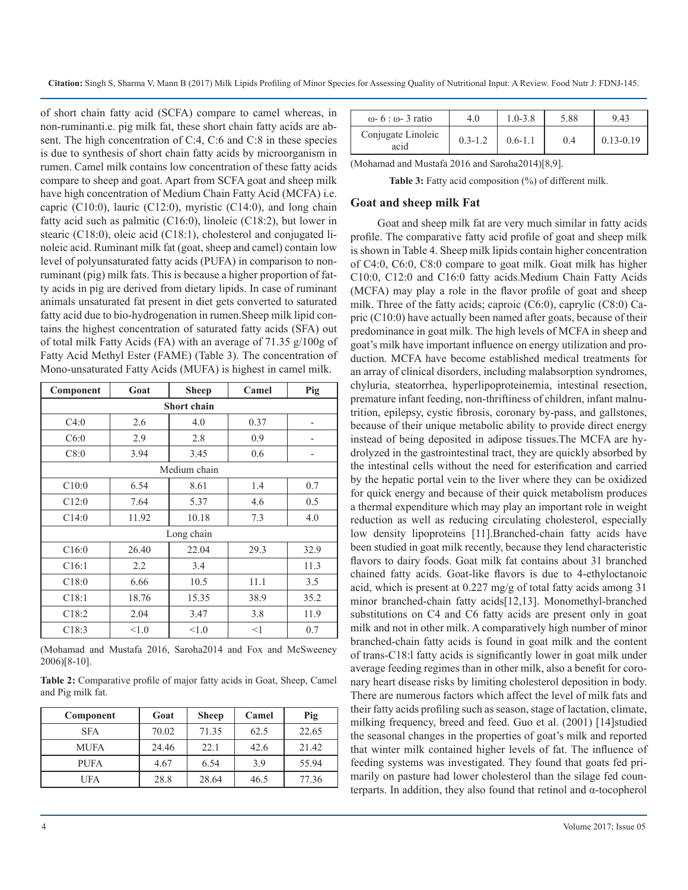of short chain fatty acid (SCFA) compare to camel whereas, in non-ruminanti.e. pig milk fat, these short chain fatty acids are absent. The high concentration of C:4, C:6 and C:8 in these species is due to synthesis of short chain fatty acids by microorganism in rumen. Camel milk contains low concentration of these fatty acids compare to sheep and goat. Apart from SCFA goat and sheep milk have high concentration of Medium Chain Fatty Acid (MCFA) i.e. capric (C10:0), lauric (C12:0), myristic (C14:0), and long chain fatty acid such as palmitic (C16:0), linoleic (C18:2), but lower in stearic (C18:0), oleic acid (C18:1), cholesterol and conjugated linoleic acid. Ruminant milk fat (goat, sheep and camel) contain low level of polyunsaturated fatty acids (PUFA) in comparison to non-ruminant (pig) milk fats. This is because a higher proportion of fatty acids in pig are derived from dietary lipids. In case of ruminant animals unsaturated fat present in diet gets converted to saturated fatty acid due to bio-hydrogenation in rumen.Sheep milk lipid contains the highest concentration of saturated fatty acids (SFA) out of total milk Fatty Acids (FA) with an average of 71.35 g/100g of Fatty Acid Methyl Ester (FAME) (Table 3). The concentration of Mono-unsaturated Fatty Acids (MUFA) is highest in camel milk.

| Component | Goat | Sheep | Camel | Pig |
|---|---|---|---|---|
| Short chain | | | | |
| C4:0 | 2.6 | 4.0 | 0.37 | - |
| C6:0 | 2.9 | 2.8 | 0.9 | - |
| C8:0 | 3.94 | 3.45 | 0.6 | - |
| Medium chain | | | | |
| C10:0 | 6.54 | 8.61 | 1.4 | 0.7 |
| C12:0 | 7.64 | 5.37 | 4.6 | 0.5 |
| C14:0 | 11.92 | 10.18 | 7.3 | 4.0 |
| Long chain | | | | |
| C16:0 | 26.40 | 22.04 | 29.3 | 32.9 |
| C16:1 | 2.2 | 3.4 | | 11.3 |
| C18:0 | 6.66 | 10.5 | 11.1 | 3.5 |
| C18:1 | 18.76 | 15.35 | 38.9 | 35.2 |
| C18:2 | 2.04 | 3.47 | 3.8 | 11.9 |
| C18:3 | <1.0 | <1.0 | <1 | 0.7 |

(Mohamad and Mustafa 2016, Saroha2014 and Fox and McSweeney 2006)[8-10].

**Table 2:** Comparative profile of major fatty acids in Goat, Sheep, Camel and Pig milk fat.

| Component | Goat | Sheep | Camel | Pig |
|---|---|---|---|---|
| SFA | 70.02 | 71.35 | 62.5 | 22.65 |
| MUFA | 24.46 | 22.1 | 42.6 | 21.42 |
| PUFA | 4.67 | 6.54 | 3.9 | 55.94 |
| UFA | 28.8 | 28.64 | 46.5 | 77.36 |
| ω- 6 : ω- 3 ratio | 4.0 | 1.0-3.8 | 5.88 | 9.43 |
| Conjugate Linoleic acid | 0.3-1.2 | 0.6-1.1 | 0.4 | 0.13-0.19 |

(Mohamad and Mustafa 2016 and Saroha2014)[8,9].

**Table 3:** Fatty acid composition (%) of different milk.

## Goat and sheep milk Fat

Goat and sheep milk fat are very much similar in fatty acids profile. The comparative fatty acid profile of goat and sheep milk is shown in Table 4. Sheep milk lipids contain higher concentration of C4:0, C6:0, C8:0 compare to goat milk. Goat milk has higher C10:0, C12:0 and C16:0 fatty acids.Medium Chain Fatty Acids (MCFA) may play a role in the flavor profile of goat and sheep milk. Three of the fatty acids; caproic (C6:0), caprylic (C8:0) Capric (C10:0) have actually been named after goats, because of their predominance in goat milk. The high levels of MCFA in sheep and goat's milk have important influence on energy utilization and production. MCFA have become established medical treatments for an array of clinical disorders, including malabsorption syndromes, chyluria, steatorrhea, hyperlipoproteinemia, intestinal resection, premature infant feeding, non-thriftiness of children, infant malnutrition, epilepsy, cystic fibrosis, coronary by-pass, and gallstones, because of their unique metabolic ability to provide direct energy instead of being deposited in adipose tissues.The MCFA are hydrolyzed in the gastrointestinal tract, they are quickly absorbed by the intestinal cells without the need for esterification and carried by the hepatic portal vein to the liver where they can be oxidized for quick energy and because of their quick metabolism produces a thermal expenditure which may play an important role in weight reduction as well as reducing circulating cholesterol, especially low density lipoproteins [11].Branched-chain fatty acids have been studied in goat milk recently, because they lend characteristic flavors to dairy foods. Goat milk fat contains about 31 branched chained fatty acids. Goat-like flavors is due to 4-ethyloctanoic acid, which is present at 0.227 mg/g of total fatty acids among 31 minor branched-chain fatty acids[12,13]. Monomethyl-branched substitutions on C4 and C6 fatty acids are present only in goat milk and not in other milk. A comparatively high number of minor branched-chain fatty acids is found in goat milk and the content of trans-C18:l fatty acids is significantly lower in goat milk under average feeding regimes than in other milk, also a benefit for coronary heart disease risks by limiting cholesterol deposition in body. There are numerous factors which affect the level of milk fats and their fatty acids profiling such as season, stage of lactation, climate, milking frequency, breed and feed. Guo et al. (2001) [14]studied the seasonal changes in the properties of goat's milk and reported that winter milk contained higher levels of fat. The influence of feeding systems was investigated. They found that goats fed primarily on pasture had lower cholesterol than the silage fed counterparts. In addition, they also found that retinol and α-tocopherol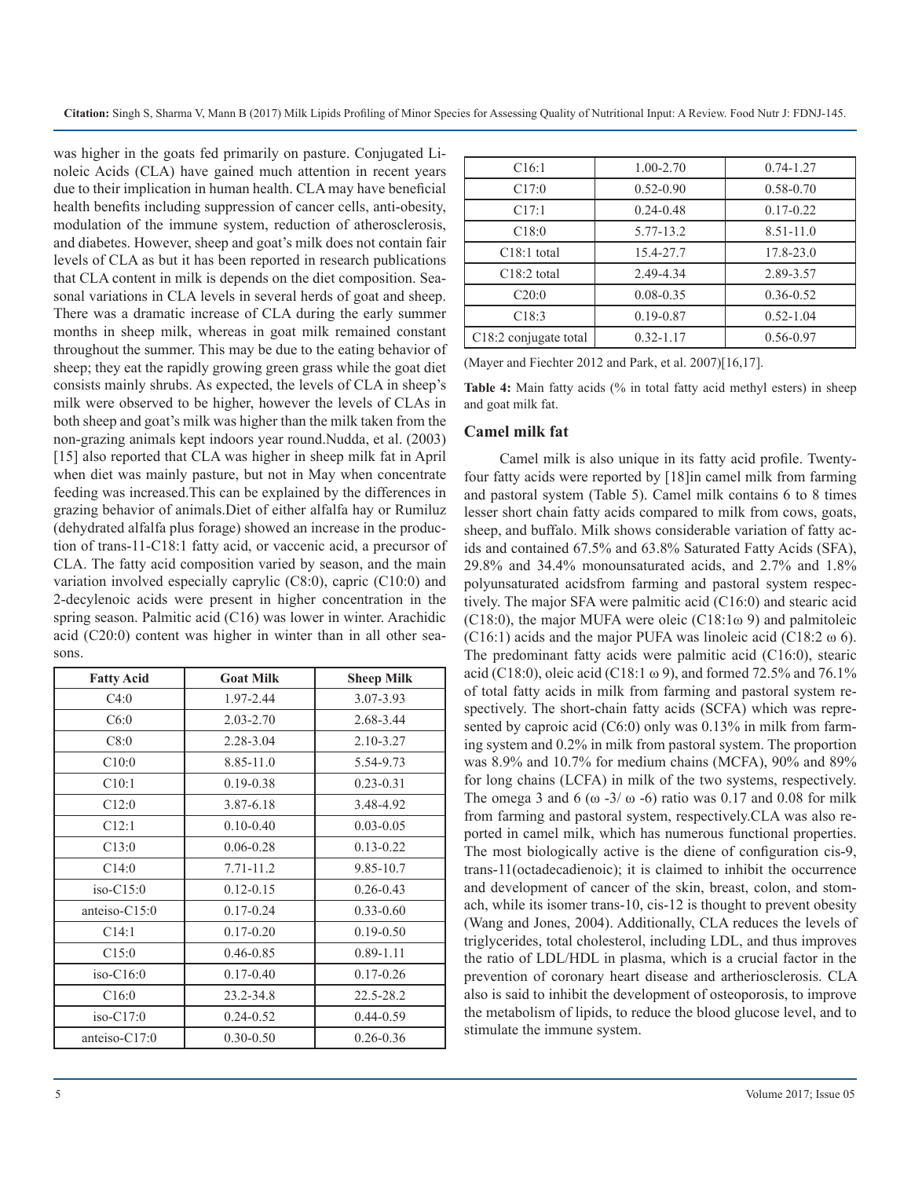was higher in the goats fed primarily on pasture. Conjugated Linoleic Acids (CLA) have gained much attention in recent years due to their implication in human health. CLA may have beneficial health benefits including suppression of cancer cells, anti-obesity, modulation of the immune system, reduction of atherosclerosis, and diabetes. However, sheep and goat's milk does not contain fair levels of CLA as but it has been reported in research publications that CLA content in milk is depends on the diet composition. Seasonal variations in CLA levels in several herds of goat and sheep. There was a dramatic increase of CLA during the early summer months in sheep milk, whereas in goat milk remained constant throughout the summer. This may be due to the eating behavior of sheep; they eat the rapidly growing green grass while the goat diet consists mainly shrubs. As expected, the levels of CLA in sheep's milk were observed to be higher, however the levels of CLAs in both sheep and goat's milk was higher than the milk taken from the non-grazing animals kept indoors year round.Nudda, et al. (2003) [15] also reported that CLA was higher in sheep milk fat in April when diet was mainly pasture, but not in May when concentrate feeding was increased.This can be explained by the differences in grazing behavior of animals.Diet of either alfalfa hay or Rumiluz (dehydrated alfalfa plus forage) showed an increase in the production of trans-11-C18:1 fatty acid, or vaccenic acid, a precursor of CLA. The fatty acid composition varied by season, and the main variation involved especially caprylic (C8:0), capric (C10:0) and 2-decylenoic acids were present in higher concentration in the spring season. Palmitic acid (C16) was lower in winter. Arachidic acid (C20:0) content was higher in winter than in all other seasons.

| Fatty Acid | Goat Milk | Sheep Milk |
|---|---|---|
| C4:0 | 1.97-2.44 | 3.07-3.93 |
| C6:0 | 2.03-2.70 | 2.68-3.44 |
| C8:0 | 2.28-3.04 | 2.10-3.27 |
| C10:0 | 8.85-11.0 | 5.54-9.73 |
| C10:1 | 0.19-0.38 | 0.23-0.31 |
| C12:0 | 3.87-6.18 | 3.48-4.92 |
| C12:1 | 0.10-0.40 | 0.03-0.05 |
| C13:0 | 0.06-0.28 | 0.13-0.22 |
| C14:0 | 7.71-11.2 | 9.85-10.7 |
| iso-C15:0 | 0.12-0.15 | 0.26-0.43 |
| anteiso-C15:0 | 0.17-0.24 | 0.33-0.60 |
| C14:1 | 0.17-0.20 | 0.19-0.50 |
| C15:0 | 0.46-0.85 | 0.89-1.11 |
| iso-C16:0 | 0.17-0.40 | 0.17-0.26 |
| C16:0 | 23.2-34.8 | 22.5-28.2 |
| iso-C17:0 | 0.24-0.52 | 0.44-0.59 |
| anteiso-C17:0 | 0.30-0.50 | 0.26-0.36 |
| C16:1 | 1.00-2.70 | 0.74-1.27 |
| C17:0 | 0.52-0.90 | 0.58-0.70 |
| C17:1 | 0.24-0.48 | 0.17-0.22 |
| C18:0 | 5.77-13.2 | 8.51-11.0 |
| C18:1 total | 15.4-27.7 | 17.8-23.0 |
| C18:2 total | 2.49-4.34 | 2.89-3.57 |
| C20:0 | 0.08-0.35 | 0.36-0.52 |
| C18:3 | 0.19-0.87 | 0.52-1.04 |
| C18:2 conjugate total | 0.32-1.17 | 0.56-0.97 |

(Mayer and Fiechter 2012 and Park, et al. 2007)[16,17].

**Table 4:** Main fatty acids (% in total fatty acid methyl esters) in sheep and goat milk fat.

## Camel milk fat

Camel milk is also unique in its fatty acid profile. Twenty-four fatty acids were reported by [18]in camel milk from farming and pastoral system (Table 5). Camel milk contains 6 to 8 times lesser short chain fatty acids compared to milk from cows, goats, sheep, and buffalo. Milk shows considerable variation of fatty acids and contained 67.5% and 63.8% Saturated Fatty Acids (SFA), 29.8% and 34.4% monounsaturated acids, and 2.7% and 1.8% polyunsaturated acidsfrom farming and pastoral system respectively. The major SFA were palmitic acid (C16:0) and stearic acid (C18:0), the major MUFA were oleic (C18:1ω 9) and palmitoleic (C16:1) acids and the major PUFA was linoleic acid (C18:2 ω 6). The predominant fatty acids were palmitic acid (C16:0), stearic acid (C18:0), oleic acid (C18:1 ω 9), and formed 72.5% and 76.1% of total fatty acids in milk from farming and pastoral system respectively. The short-chain fatty acids (SCFA) which was represented by caproic acid (C6:0) only was 0.13% in milk from farming system and 0.2% in milk from pastoral system. The proportion was 8.9% and 10.7% for medium chains (MCFA), 90% and 89% for long chains (LCFA) in milk of the two systems, respectively. The omega 3 and 6 (ω -3/ ω -6) ratio was 0.17 and 0.08 for milk from farming and pastoral system, respectively.CLA was also reported in camel milk, which has numerous functional properties. The most biologically active is the diene of configuration cis-9, trans-11(octadecadienoic); it is claimed to inhibit the occurrence and development of cancer of the skin, breast, colon, and stomach, while its isomer trans-10, cis-12 is thought to prevent obesity (Wang and Jones, 2004). Additionally, CLA reduces the levels of triglycerides, total cholesterol, including LDL, and thus improves the ratio of LDL/HDL in plasma, which is a crucial factor in the prevention of coronary heart disease and artheriosclerosis. CLA also is said to inhibit the development of osteoporosis, to improve the metabolism of lipids, to reduce the blood glucose level, and to stimulate the immune system.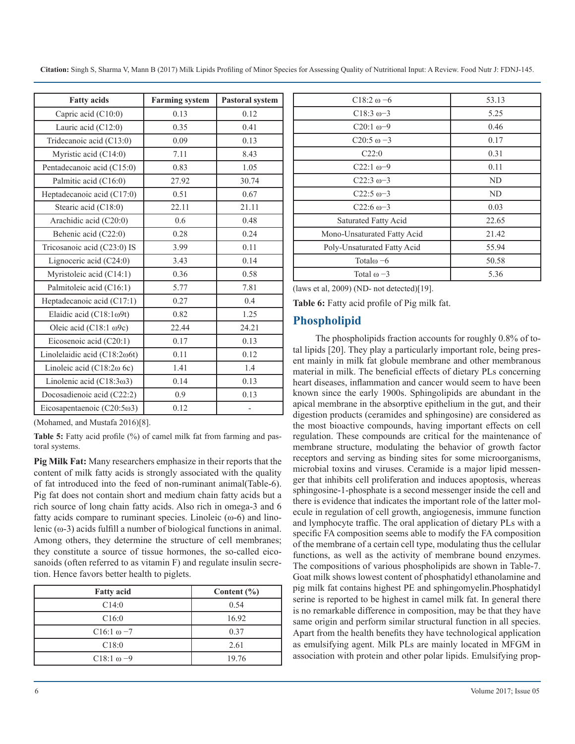| Fatty acids | Farming system | Pastoral system |
|---|---|---|
| Capric acid (C10:0) | 0.13 | 0.12 |
| Lauric acid (C12:0) | 0.35 | 0.41 |
| Tridecanoic acid (C13:0) | 0.09 | 0.13 |
| Myristic acid (C14:0) | 7.11 | 8.43 |
| Pentadecanoic acid (C15:0) | 0.83 | 1.05 |
| Palmitic acid (C16:0) | 27.92 | 30.74 |
| Heptadecanoic acid (C17:0) | 0.51 | 0.67 |
| Stearic acid (C18:0) | 22.11 | 21.11 |
| Arachidic acid (C20:0) | 0.6 | 0.48 |
| Behenic acid (C22:0) | 0.28 | 0.24 |
| Tricosanoic acid (C23:0) IS | 3.99 | 0.11 |
| Lignoceric acid (C24:0) | 3.43 | 0.14 |
| Myristoleic acid (C14:1) | 0.36 | 0.58 |
| Palmitoleic acid (C16:1) | 5.77 | 7.81 |
| Heptadecanoic acid (C17:1) | 0.27 | 0.4 |
| Elaidic acid (C18:1ω9t) | 0.82 | 1.25 |
| Oleic acid (C18:1 ω9c) | 22.44 | 24.21 |
| Eicosenoic acid (C20:1) | 0.17 | 0.13 |
| Linolelaidic acid (C18:2ω6t) | 0.11 | 0.12 |
| Linoleic acid (C18:2ω 6c) | 1.41 | 1.4 |
| Linolenic acid (C18:3ω3) | 0.14 | 0.13 |
| Docosadienoic acid (C22:2) | 0.9 | 0.13 |
| Eicosapentaenoic (C20:5ω3) | 0.12 | - |

(Mohamed, and Mustafa 2016)[8].

**Table 5:** Fatty acid profile (%) of camel milk fat from farming and pastoral systems.

**Pig Milk Fat:** Many researchers emphasize in their reports that the content of milk fatty acids is strongly associated with the quality of fat introduced into the feed of non-ruminant animal(Table-6). Pig fat does not contain short and medium chain fatty acids but a rich source of long chain fatty acids. Also rich in omega-3 and 6 fatty acids compare to ruminant species. Linoleic (ω-6) and linolenic (ω-3) acids fulfill a number of biological functions in animal. Among others, they determine the structure of cell membranes; they constitute a source of tissue hormones, the so-called eicosanoids (often referred to as vitamin F) and regulate insulin secretion. Hence favors better health to piglets.

| Fatty acid | Content (%) |
|---|---|
| C14:0 | 0.54 |
| C16:0 | 16.92 |
| C16:1 ω −7 | 0.37 |
| C18:0 | 2.61 |
| C18:1 ω −9 | 19.76 |
| C18:2 ω −6 | 53.13 |
| C18:3 ω−3 | 5.25 |
| C20:1 ω−9 | 0.46 |
| C20:5 ω −3 | 0.17 |
| C22:0 | 0.31 |
| C22:1 ω−9 | 0.11 |
| C22:3 ω−3 | ND |
| C22:5 ω−3 | ND |
| C22:6 ω−3 | 0.03 |
| Saturated Fatty Acid | 22.65 |
| Mono-Unsaturated Fatty Acid | 21.42 |
| Poly-Unsaturated Fatty Acid | 55.94 |
| Totalω −6 | 50.58 |
| Total ω −3 | 5.36 |

(laws et al, 2009) (ND- not detected)[19].

**Table 6:** Fatty acid profile of Pig milk fat.

## Phospholipid

The phospholipids fraction accounts for roughly 0.8% of total lipids [20]. They play a particularly important role, being present mainly in milk fat globule membrane and other membranous material in milk. The beneficial effects of dietary PLs concerning heart diseases, inflammation and cancer would seem to have been known since the early 1900s. Sphingolipids are abundant in the apical membrane in the absorptive epithelium in the gut, and their digestion products (ceramides and sphingosine) are considered as the most bioactive compounds, having important effects on cell regulation. These compounds are critical for the maintenance of membrane structure, modulating the behavior of growth factor receptors and serving as binding sites for some microorganisms, microbial toxins and viruses. Ceramide is a major lipid messenger that inhibits cell proliferation and induces apoptosis, whereas sphingosine-1-phosphate is a second messenger inside the cell and there is evidence that indicates the important role of the latter molecule in regulation of cell growth, angiogenesis, immune function and lymphocyte traffic. The oral application of dietary PLs with a specific FA composition seems able to modify the FA composition of the membrane of a certain cell type, modulating thus the cellular functions, as well as the activity of membrane bound enzymes. The compositions of various phospholipids are shown in Table-7. Goat milk shows lowest content of phosphatidyl ethanolamine and pig milk fat contains highest PE and sphingomyelin.Phosphatidyl serine is reported to be highest in camel milk fat. In general there is no remarkable difference in composition, may be that they have same origin and perform similar structural function in all species. Apart from the health benefits they have technological application as emulsifying agent. Milk PLs are mainly located in MFGM in association with protein and other polar lipids. Emulsifying prop-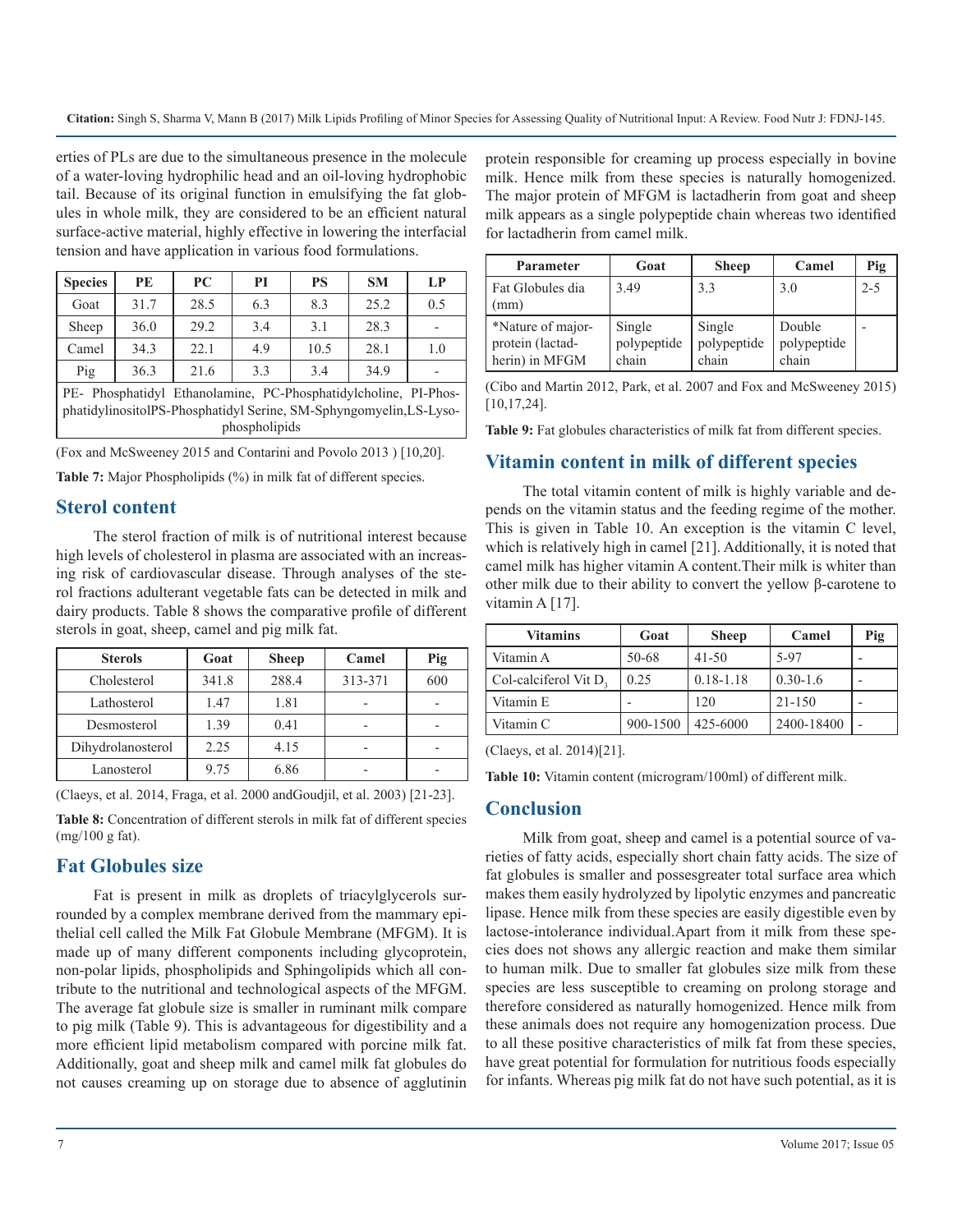erties of PLs are due to the simultaneous presence in the molecule of a water-loving hydrophilic head and an oil-loving hydrophobic tail. Because of its original function in emulsifying the fat globules in whole milk, they are considered to be an efficient natural surface-active material, highly effective in lowering the interfacial tension and have application in various food formulations.

| Species | PE | PC | PI | PS | SM | LP |
|---|---|---|---|---|---|---|
| Goat | 31.7 | 28.5 | 6.3 | 8.3 | 25.2 | 0.5 |
| Sheep | 36.0 | 29.2 | 3.4 | 3.1 | 28.3 | - |
| Camel | 34.3 | 22.1 | 4.9 | 10.5 | 28.1 | 1.0 |
| Pig | 36.3 | 21.6 | 3.3 | 3.4 | 34.9 | - |
| PE- Phosphatidyl Ethanolamine, PC-Phosphatidylcholine, PI-PhosphatidylinositolPS-Phosphatidyl Serine, SM-Sphyngomyelin,LS-Lysophospholipids | | | | | | |

(Fox and McSweeney 2015 and Contarini and Povolo 2013 ) [10,20].

**Table 7:** Major Phospholipids (%) in milk fat of different species.

## Sterol content

The sterol fraction of milk is of nutritional interest because high levels of cholesterol in plasma are associated with an increasing risk of cardiovascular disease. Through analyses of the sterol fractions adulterant vegetable fats can be detected in milk and dairy products. Table 8 shows the comparative profile of different sterols in goat, sheep, camel and pig milk fat.

| Sterols | Goat | Sheep | Camel | Pig |
|---|---|---|---|---|
| Cholesterol | 341.8 | 288.4 | 313-371 | 600 |
| Lathosterol | 1.47 | 1.81 | - | - |
| Desmosterol | 1.39 | 0.41 | - | - |
| Dihydrolanosterol | 2.25 | 4.15 | - | - |
| Lanosterol | 9.75 | 6.86 | - | - |

(Claeys, et al. 2014, Fraga, et al. 2000 andGoudjil, et al. 2003) [21-23].

**Table 8:** Concentration of different sterols in milk fat of different species (mg/100 g fat).

## Fat Globules size

Fat is present in milk as droplets of triacylglycerols surrounded by a complex membrane derived from the mammary epithelial cell called the Milk Fat Globule Membrane (MFGM). It is made up of many different components including glycoprotein, non-polar lipids, phospholipids and Sphingolipids which all contribute to the nutritional and technological aspects of the MFGM. The average fat globule size is smaller in ruminant milk compare to pig milk (Table 9). This is advantageous for digestibility and a more efficient lipid metabolism compared with porcine milk fat. Additionally, goat and sheep milk and camel milk fat globules do not causes creaming up on storage due to absence of agglutinin protein responsible for creaming up process especially in bovine milk. Hence milk from these species is naturally homogenized. The major protein of MFGM is lactadherin from goat and sheep milk appears as a single polypeptide chain whereas two identified for lactadherin from camel milk.

| Parameter | Goat | Sheep | Camel | Pig |
|---|---|---|---|---|
| Fat Globules dia (mm) | 3.49 | 3.3 | 3.0 | 2-5 |
| *Nature of major-protein (lactadherin) in MFGM | Single polypeptide chain | Single polypeptide chain | Double polypeptide chain | - |

(Cibo and Martin 2012, Park, et al. 2007 and Fox and McSweeney 2015) [10,17,24].

**Table 9:** Fat globules characteristics of milk fat from different species.

## Vitamin content in milk of different species

The total vitamin content of milk is highly variable and depends on the vitamin status and the feeding regime of the mother. This is given in Table 10. An exception is the vitamin C level, which is relatively high in camel [21]. Additionally, it is noted that camel milk has higher vitamin A content.Their milk is whiter than other milk due to their ability to convert the yellow β-carotene to vitamin A [17].

| Vitamins | Goat | Sheep | Camel | Pig |
|---|---|---|---|---|
| Vitamin A | 50-68 | 41-50 | 5-97 | - |
| Col-calciferol Vit $D_3$ | 0.25 | 0.18-1.18 | 0.30-1.6 | - |
| Vitamin E | - | 120 | 21-150 | - |
| Vitamin C | 900-1500 | 425-6000 | 2400-18400 | - |

(Claeys, et al. 2014)[21].

**Table 10:** Vitamin content (microgram/100ml) of different milk.

## Conclusion

Milk from goat, sheep and camel is a potential source of varieties of fatty acids, especially short chain fatty acids. The size of fat globules is smaller and possesgreater total surface area which makes them easily hydrolyzed by lipolytic enzymes and pancreatic lipase. Hence milk from these species are easily digestible even by lactose-intolerance individual.Apart from it milk from these species does not shows any allergic reaction and make them similar to human milk. Due to smaller fat globules size milk from these species are less susceptible to creaming on prolong storage and therefore considered as naturally homogenized. Hence milk from these animals does not require any homogenization process. Due to all these positive characteristics of milk fat from these species, have great potential for formulation for nutritious foods especially for infants. Whereas pig milk fat do not have such potential, as it is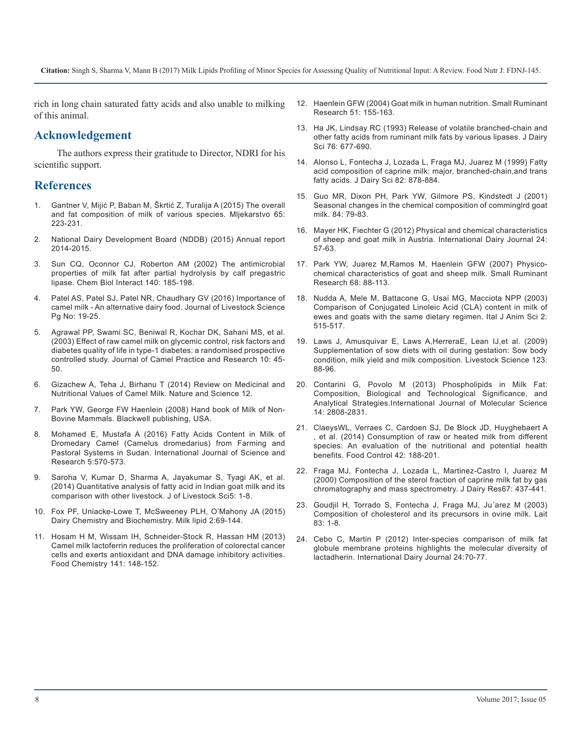rich in long chain saturated fatty acids and also unable to milking of this animal.

## Acknowledgement

The authors express their gratitude to Director, NDRI for his scientific support.

## References

1. Gantner V, Mijić P, Baban M, Škrtić Z, Turalija A (2015) The overall and fat composition of milk of various species. Mljekarstvo 65: 223-231.
2. National Dairy Development Board (NDDB) (2015) Annual report 2014-2015.
3. Sun CQ, Oconnor CJ, Roberton AM (2002) The antimicrobial properties of milk fat after partial hydrolysis by calf pregastric lipase. Chem Biol Interact 140: 185-198.
4. Patel AS, Patel SJ, Patel NR, Chaudhary GV (2016) Importance of camel milk - An alternative dairy food. Journal of Livestock Science Pg No: 19-25.
5. Agrawal PP, Swami SC, Beniwal R, Kochar DK, Sahani MS, et al. (2003) Effect of raw camel milk on glycemic control, risk factors and diabetes quality of life in type-1 diabetes: a randomised prospective controlled study. Journal of Camel Practice and Research 10: 45-50.
6. Gizachew A, Teha J, Birhanu T (2014) Review on Medicinal and Nutritional Values of Camel Milk. Nature and Science 12.
7. Park YW, George FW Haenlein (2008) Hand book of Milk of Non-Bovine Mammals. Blackwell publishing, USA.
8. Mohamed E, Mustafa A (2016) Fatty Acids Content in Milk of Dromedary Camel (Camelus dromedarius) from Farming and Pastoral Systems in Sudan. International Journal of Science and Research 5:570-573.
9. Saroha V, Kumar D, Sharma A, Jayakumar S, Tyagi AK, et al. (2014) Quantitative analysis of fatty acid in Indian goat milk and its comparison with other livestock. J of Livestock Sci5: 1-8.
10. Fox PF, Uniacke-Lowe T, McSweeney PLH, O'Mahony JA (2015) Dairy Chemistry and Biochemistry. Milk lipid 2:69-144.
11. Hosam H M, Wissam IH, Schneider-Stock R, Hassan HM (2013) Camel milk lactoferrin reduces the proliferation of colorectal cancer cells and exerts antioxidant and DNA damage inhibitory activities. Food Chemistry 141: 148-152.
12. Haenlein GFW (2004) Goat milk in human nutrition. Small Ruminant Research 51: 155-163.
13. Ha JK, Lindsay RC (1993) Release of volatile branched-chain and other fatty acids from ruminant milk fats by various lipases. J Dairy Sci 76: 677-690.
14. Alonso L, Fontecha J, Lozada L, Fraga MJ, Juarez M (1999) Fatty acid composition of caprine milk: major, branched-chain,and trans fatty acids. J Dairy Sci 82: 878-884.
15. Guo MR, Dixon PH, Park YW, Gilmore PS, Kindstedt J (2001) Seasonal changes in the chemical composition of comminglrd goat milk. 84: 79-83.
16. Mayer HK, Fiechter G (2012) Physical and chemical characteristics of sheep and goat milk in Austria. International Dairy Journal 24: 57-63.
17. Park YW, Juarez M,Ramos M, Haenlein GFW (2007) Physico-chemical characteristics of goat and sheep milk. Small Ruminant Research 68: 88-113.
18. Nudda A, Mele M, Battacone G, Usai MG, Macciota NPP (2003) Comparison of Conjugated Linoleic Acid (CLA) content in milk of ewes and goats with the same dietary regimen. Ital J Anim Sci 2: 515-517.
19. Laws J, Amusquivar E, Laws A,HerreraE, Lean IJ,et al. (2009) Supplementation of sow diets with oil during gestation: Sow body condition, milk yield and milk composition. Livestock Science 123: 88-96.
20. Contarini G, Povolo M (2013) Phospholipids in Milk Fat: Composition, Biological and Technological Significance, and Analytical Strategies.International Journal of Molecular Science 14: 2808-2831.
21. ClaeysWL, Verraes C, Cardoen SJ, De Block JD, Huyghebaert A , et al. (2014) Consumption of raw or heated milk from different species: An evaluation of the nutritional and potential health benefits. Food Control 42: 188-201.
22. Fraga MJ, Fontecha J, Lozada L, Martinez-Castro I, Juarez M (2000) Composition of the sterol fraction of caprine milk fat by gas chromatography and mass spectrometry. J Dairy Res67: 437-441.
23. Goudjil H, Torrado S, Fontecha J, Fraga MJ, Ju´arez M (2003) Composition of cholesterol and its precursors in ovine milk. Lait 83: 1-8.
24. Cebo C, Martin P (2012) Inter-species comparison of milk fat globule membrane proteins highlights the molecular diversity of lactadherin. International Dairy Journal 24:70-77.